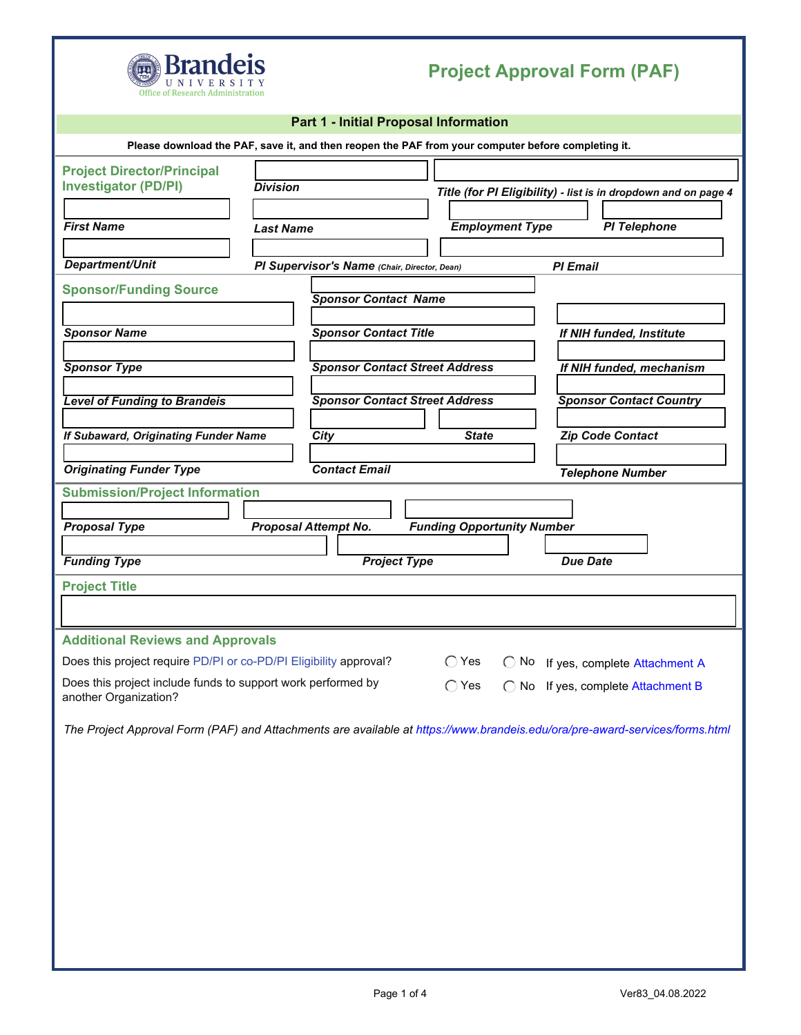Brandeis University
Office of Research Administration

# Project Approval Form (PAF)

## Part 1 - Initial Proposal Information

**Please download the PAF, save it, and then reopen the PAF from your computer before completing it.**

### Project Director/Principal Investigator (PD/PI)

*Division*

*Title (for PI Eligibility) - list is in dropdown and on page 4*

*First Name*

*Last Name*

*Employment Type*

*PI Telephone*

*Department/Unit*

*PI Supervisor's Name (Chair, Director, Dean)*

*PI Email*

### Sponsor/Funding Source

*Sponsor Contact Name*

*Sponsor Name*

*Sponsor Contact Title*

*If NIH funded, Institute*

*Sponsor Type*

*Sponsor Contact Street Address*

*If NIH funded, mechanism*

*Level of Funding to Brandeis*

*Sponsor Contact Street Address*

*Sponsor Contact Country*

*If Subaward, Originating Funder Name*

*City*

*State*

*Zip Code Contact*

*Originating Funder Type*

*Contact Email*

*Telephone Number*

### Submission/Project Information

*Proposal Type*

*Proposal Attempt No.*

*Funding Opportunity Number*

*Funding Type*

*Project Type*

*Due Date*

### Project Title

### Additional Reviews and Approvals

Does this project require PD/PI or co-PD/PI Eligibility approval? ◯ Yes ◯ No If yes, complete Attachment A

Does this project include funds to support work performed by another Organization? ◯ Yes ◯ No If yes, complete Attachment B

*The Project Approval Form (PAF) and Attachments are available at https://www.brandeis.edu/ora/pre-award-services/forms.html*

Ver83_04.08.2022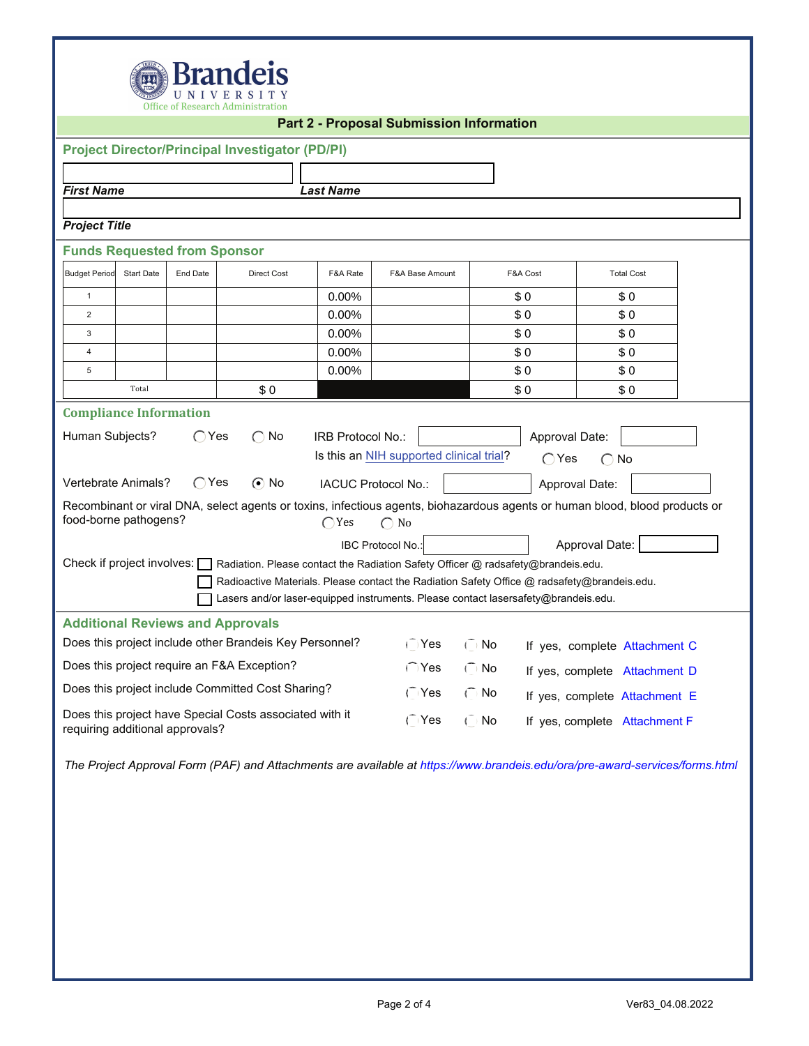Brandeis UNIVERSITY
Office of Research Administration

## Part 2 - Proposal Submission Information

### Project Director/Principal Investigator (PD/PI)

**First Name** | **Last Name**

**Project Title**

### Funds Requested from Sponsor

| Budget Period | Start Date | End Date | Direct Cost | F&A Rate | F&A Base Amount | F&A Cost | Total Cost |
|---|---|---|---|---|---|---|---|
| 1 | | | | 0.00% | | $ 0 | $ 0 |
| 2 | | | | 0.00% | | $ 0 | $ 0 |
| 3 | | | | 0.00% | | $ 0 | $ 0 |
| 4 | | | | 0.00% | | $ 0 | $ 0 |
| 5 | | | | 0.00% | | $ 0 | $ 0 |
| Total | | | $ 0 | | | $ 0 | $ 0 |

### Compliance Information

Human Subjects? ◯ Yes ◯ No IRB Protocol No.: Approval Date:

Is this an NIH supported clinical trial? ◯ Yes ◯ No

Vertebrate Animals? ◯ Yes ◉ No IACUC Protocol No.: Approval Date:

Recombinant or viral DNA, select agents or toxins, infectious agents, biohazardous agents or human blood, blood products or food-borne pathogens? ◯ Yes ◯ No

IBC Protocol No.: Approval Date:

Check if project involves:
- ☐ Radiation. Please contact the Radiation Safety Officer @ radsafety@brandeis.edu.
- ☐ Radioactive Materials. Please contact the Radiation Safety Office @ radsafety@brandeis.edu.
- ☐ Lasers and/or laser-equipped instruments. Please contact lasersafety@brandeis.edu.

### Additional Reviews and Approvals

| | | | |
|---|---|---|---|
| Does this project include other Brandeis Key Personnel? | ◯ Yes | ◯ No | If yes, complete Attachment C |
| Does this project require an F&A Exception? | ◯ Yes | ◯ No | If yes, complete Attachment D |
| Does this project include Committed Cost Sharing? | ◯ Yes | ◯ No | If yes, complete Attachment E |
| Does this project have Special Costs associated with it requiring additional approvals? | ◯ Yes | ◯ No | If yes, complete Attachment F |

*The Project Approval Form (PAF) and Attachments are available at https://www.brandeis.edu/ora/pre-award-services/forms.html*

Ver83_04.08.2022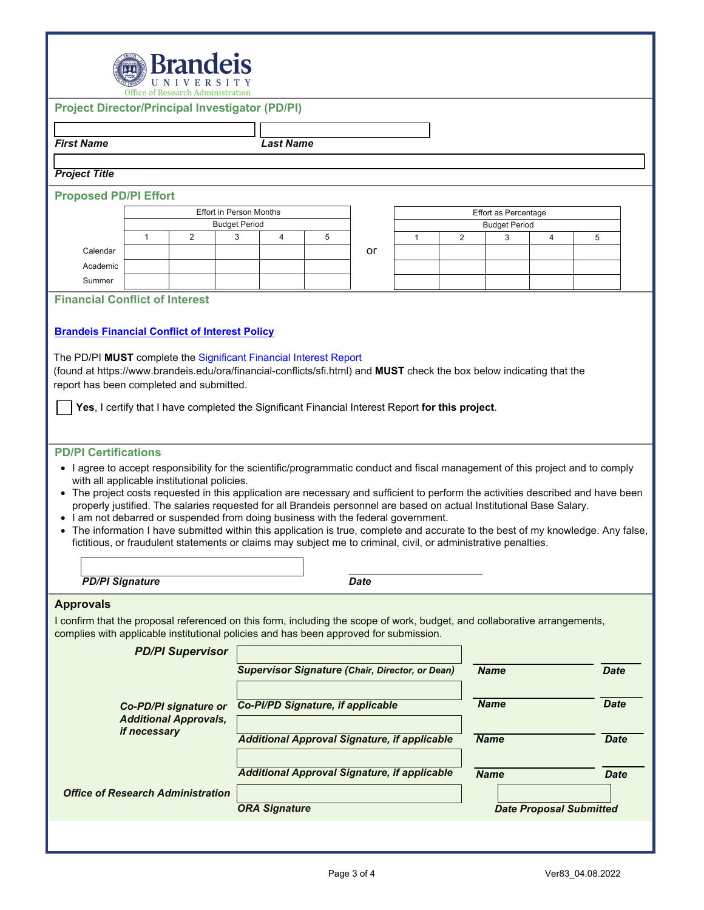**Brandeis UNIVERSITY**
Office of Research Administration

## Project Director/Principal Investigator (PD/PI)

**_First Name_** **_Last Name_**

**_Project Title_**

## Proposed PD/PI Effort

| | Effort in Person Months | | | | |
|---|---|---|---|---|---|
| | Budget Period | | | | |
| | 1 | 2 | 3 | 4 | 5 |
| Calendar | | | | | |
| Academic | | | | | |
| Summer | | | | | |

or

| | Effort as Percentage | | | | |
|---|---|---|---|---|---|
| | Budget Period | | | | |
| | 1 | 2 | 3 | 4 | 5 |
| Calendar | | | | | |
| Academic | | | | | |
| Summer | | | | | |

## Financial Conflict of Interest

**Brandeis Financial Conflict of Interest Policy**

The PD/PI **MUST** complete the Significant Financial Interest Report (found at https://www.brandeis.edu/ora/financial-conflicts/sfi.html) and **MUST** check the box below indicating that the report has been completed and submitted.

☐ **Yes**, I certify that I have completed the Significant Financial Interest Report **for this project**.

## PD/PI Certifications

- I agree to accept responsibility for the scientific/programmatic conduct and fiscal management of this project and to comply with all applicable institutional policies.
- The project costs requested in this application are necessary and sufficient to perform the activities described and have been properly justified. The salaries requested for all Brandeis personnel are based on actual Institutional Base Salary.
- I am not debarred or suspended from doing business with the federal government.
- The information I have submitted within this application is true, complete and accurate to the best of my knowledge. Any false, fictitious, or fraudulent statements or claims may subject me to criminal, civil, or administrative penalties.

**_PD/PI Signature_** **_Date_**

## Approvals

I confirm that the proposal referenced on this form, including the scope of work, budget, and collaborative arrangements, complies with applicable institutional policies and has been approved for submission.

**_PD/PI Supervisor_**

**_Supervisor Signature_** **_(Chair, Director, or Dean)_** **_Name_** **_Date_**

**_Co-PD/PI signature or Additional Approvals, if necessary_**

**_Co-PI/PD Signature, if applicable_** **_Name_** **_Date_**

**_Additional Approval Signature, if applicable_** **_Name_** **_Date_**

**_Additional Approval Signature, if applicable_** **_Name_** **_Date_**

**_Office of Research Administration_**

**_ORA Signature_** **_Date Proposal Submitted_**

Ver83_04.08.2022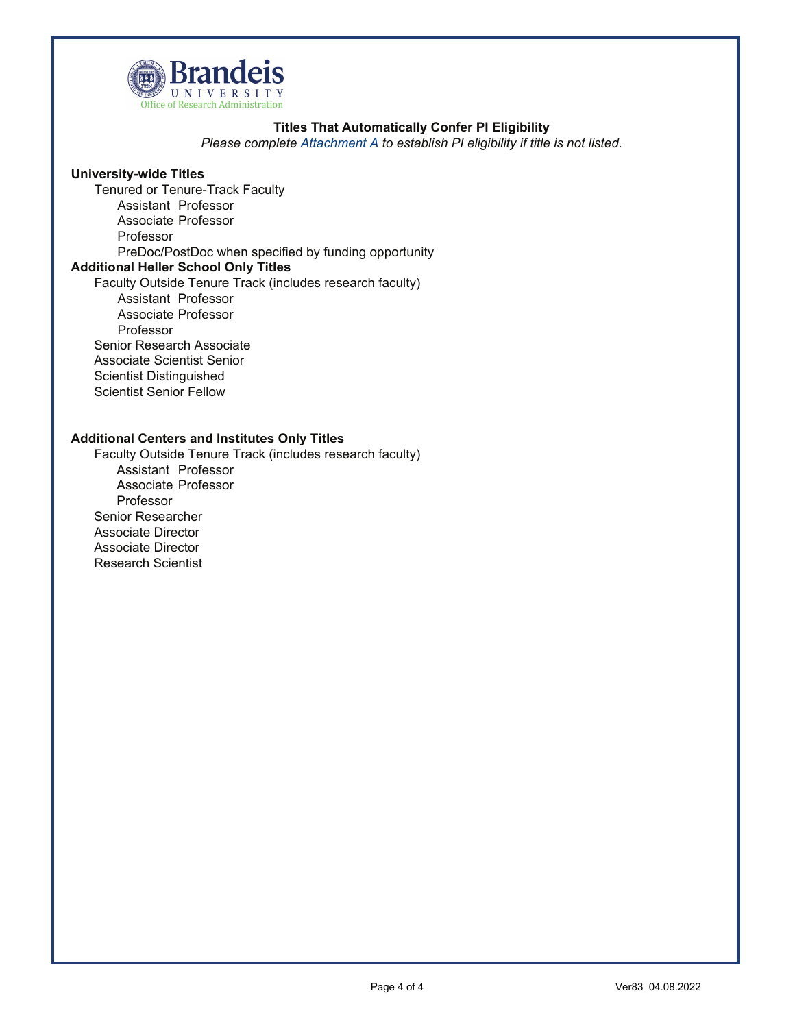Brandeis UNIVERSITY
Office of Research Administration

## Titles That Automatically Confer PI Eligibility

*Please complete Attachment A to establish PI eligibility if title is not listed.*

**University-wide Titles**

- Tenured or Tenure-Track Faculty
  - Assistant Professor
  - Associate Professor
  - Professor
  - PreDoc/PostDoc when specified by funding opportunity

**Additional Heller School Only Titles**

- Faculty Outside Tenure Track (includes research faculty)
  - Assistant Professor
  - Associate Professor
  - Professor
- Senior Research Associate
- Associate Scientist Senior
- Scientist Distinguished
- Scientist Senior Fellow

**Additional Centers and Institutes Only Titles**

- Faculty Outside Tenure Track (includes research faculty)
  - Assistant Professor
  - Associate Professor
  - Professor
- Senior Researcher
- Associate Director
- Associate Director
- Research Scientist

Ver83_04.08.2022